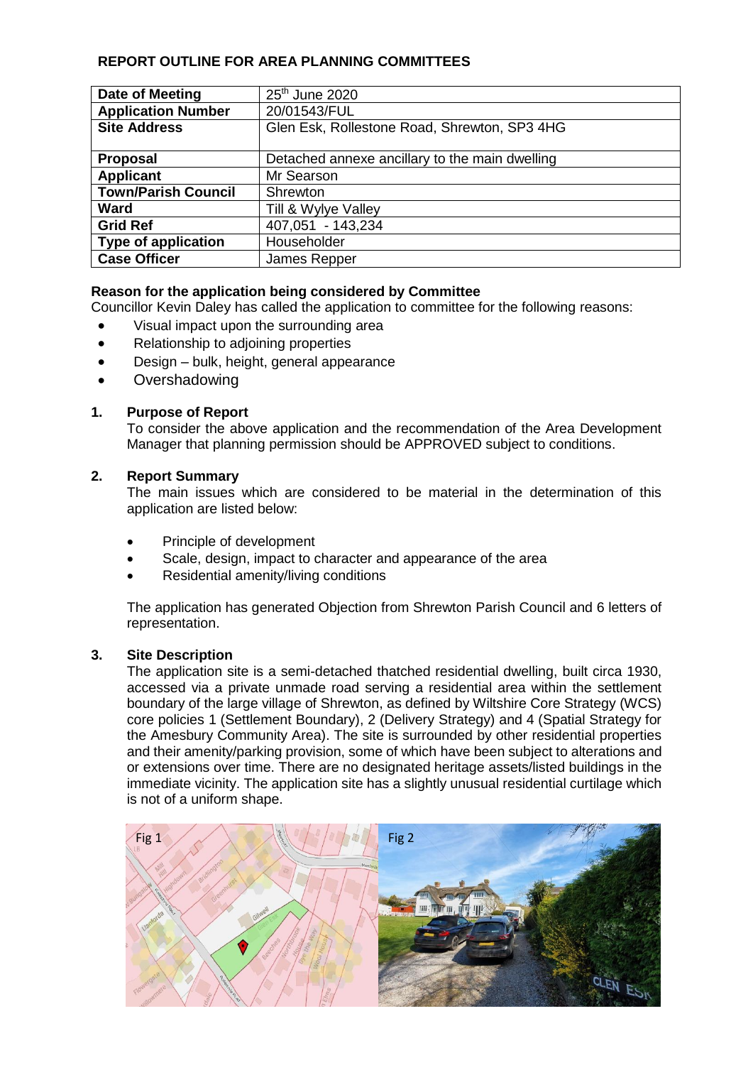**REPORT OUTLINE FOR AREA PLANNING COMMITTEES**

| **Date of Meeting** | 25th June 2020 |
|---|---|
| **Application Number** | 20/01543/FUL |
| **Site Address** | Glen Esk, Rollestone Road, Shrewton, SP3 4HG |
| **Proposal** | Detached annexe ancillary to the main dwelling |
| **Applicant** | Mr Searson |
| **Town/Parish Council** | Shrewton |
| **Ward** | Till & Wylye Valley |
| **Grid Ref** | 407,051 - 143,234 |
| **Type of application** | Householder |
| **Case Officer** | James Repper |

**Reason for the application being considered by Committee**

Councillor Kevin Daley has called the application to committee for the following reasons:

- Visual impact upon the surrounding area
- Relationship to adjoining properties
- Design – bulk, height, general appearance
- Overshadowing

**1. Purpose of Report**

To consider the above application and the recommendation of the Area Development Manager that planning permission should be APPROVED subject to conditions.

**2. Report Summary**

The main issues which are considered to be material in the determination of this application are listed below:

- Principle of development
- Scale, design, impact to character and appearance of the area
- Residential amenity/living conditions

The application has generated Objection from Shrewton Parish Council and 6 letters of representation.

**3. Site Description**

The application site is a semi-detached thatched residential dwelling, built circa 1930, accessed via a private unmade road serving a residential area within the settlement boundary of the large village of Shrewton, as defined by Wiltshire Core Strategy (WCS) core policies 1 (Settlement Boundary), 2 (Delivery Strategy) and 4 (Spatial Strategy for the Amesbury Community Area). The site is surrounded by other residential properties and their amenity/parking provision, some of which have been subject to alterations and or extensions over time. There are no designated heritage assets/listed buildings in the immediate vicinity. The application site has a slightly unusual residential curtilage which is not of a uniform shape.

Fig 1

Fig 2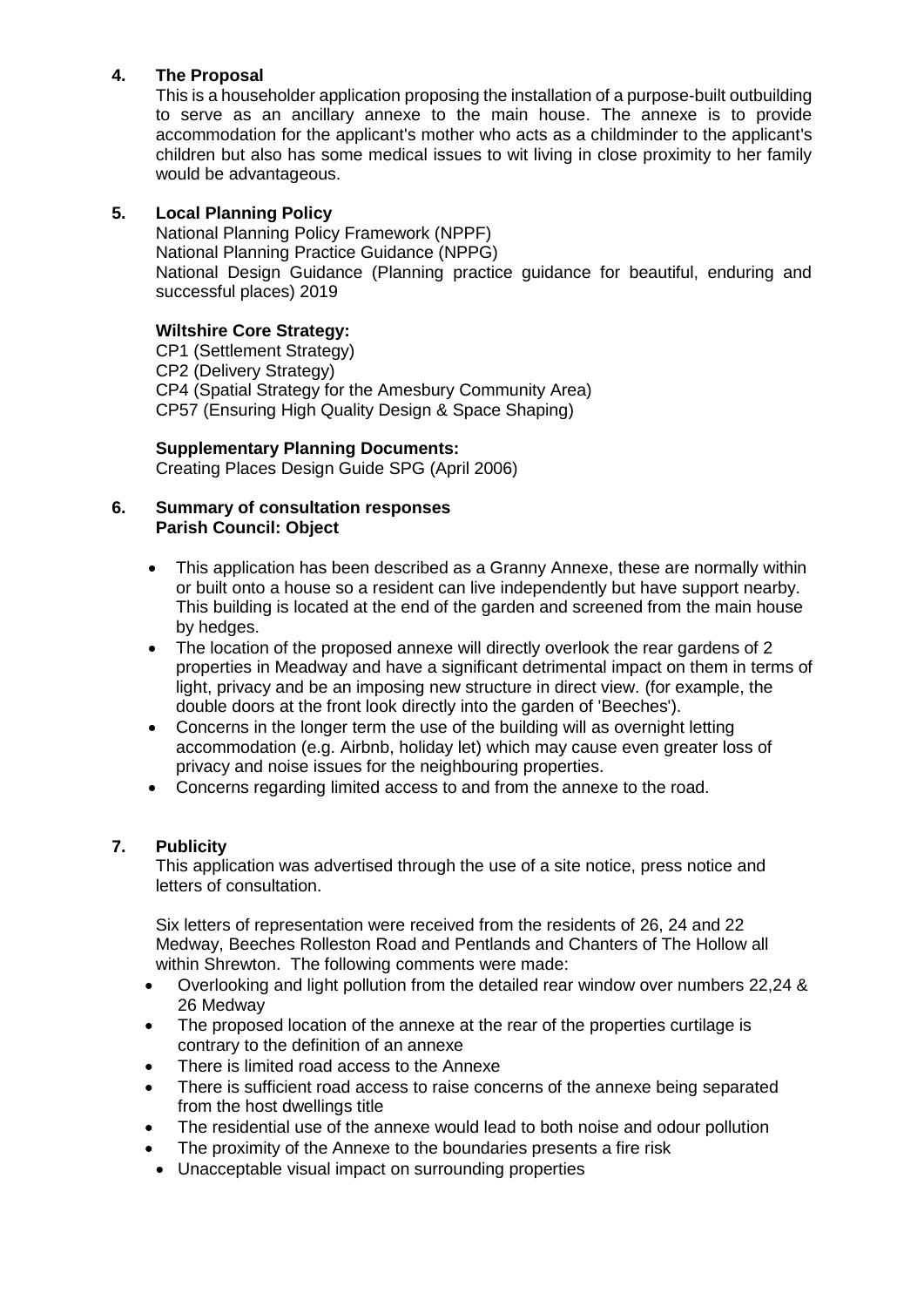## 4. The Proposal

This is a householder application proposing the installation of a purpose-built outbuilding to serve as an ancillary annexe to the main house. The annexe is to provide accommodation for the applicant's mother who acts as a childminder to the applicant's children but also has some medical issues to wit living in close proximity to her family would be advantageous.

## 5. Local Planning Policy

National Planning Policy Framework (NPPF)
National Planning Practice Guidance (NPPG)
National Design Guidance (Planning practice guidance for beautiful, enduring and successful places) 2019

**Wiltshire Core Strategy:**

CP1 (Settlement Strategy)
CP2 (Delivery Strategy)
CP4 (Spatial Strategy for the Amesbury Community Area)
CP57 (Ensuring High Quality Design & Space Shaping)

**Supplementary Planning Documents:**

Creating Places Design Guide SPG (April 2006)

## 6. Summary of consultation responses

**Parish Council: Object**

- This application has been described as a Granny Annexe, these are normally within or built onto a house so a resident can live independently but have support nearby. This building is located at the end of the garden and screened from the main house by hedges.
- The location of the proposed annexe will directly overlook the rear gardens of 2 properties in Meadway and have a significant detrimental impact on them in terms of light, privacy and be an imposing new structure in direct view. (for example, the double doors at the front look directly into the garden of 'Beeches').
- Concerns in the longer term the use of the building will as overnight letting accommodation (e.g. Airbnb, holiday let) which may cause even greater loss of privacy and noise issues for the neighbouring properties.
- Concerns regarding limited access to and from the annexe to the road.

## 7. Publicity

This application was advertised through the use of a site notice, press notice and letters of consultation.

Six letters of representation were received from the residents of 26, 24 and 22 Medway, Beeches Rolleston Road and Pentlands and Chanters of The Hollow all within Shrewton. The following comments were made:

- Overlooking and light pollution from the detailed rear window over numbers 22,24 & 26 Medway
- The proposed location of the annexe at the rear of the properties curtilage is contrary to the definition of an annexe
- There is limited road access to the Annexe
- There is sufficient road access to raise concerns of the annexe being separated from the host dwellings title
- The residential use of the annexe would lead to both noise and odour pollution
- The proximity of the Annexe to the boundaries presents a fire risk
- Unacceptable visual impact on surrounding properties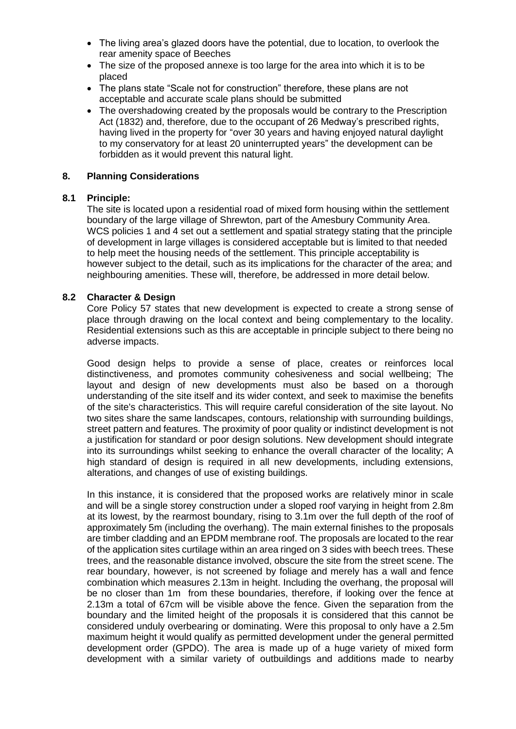- The living area's glazed doors have the potential, due to location, to overlook the rear amenity space of Beeches
- The size of the proposed annexe is too large for the area into which it is to be placed
- The plans state "Scale not for construction" therefore, these plans are not acceptable and accurate scale plans should be submitted
- The overshadowing created by the proposals would be contrary to the Prescription Act (1832) and, therefore, due to the occupant of 26 Medway's prescribed rights, having lived in the property for "over 30 years and having enjoyed natural daylight to my conservatory for at least 20 uninterrupted years" the development can be forbidden as it would prevent this natural light.

## 8. Planning Considerations

### 8.1 Principle:

The site is located upon a residential road of mixed form housing within the settlement boundary of the large village of Shrewton, part of the Amesbury Community Area. WCS policies 1 and 4 set out a settlement and spatial strategy stating that the principle of development in large villages is considered acceptable but is limited to that needed to help meet the housing needs of the settlement. This principle acceptability is however subject to the detail, such as its implications for the character of the area; and neighbouring amenities. These will, therefore, be addressed in more detail below.

### 8.2 Character & Design

Core Policy 57 states that new development is expected to create a strong sense of place through drawing on the local context and being complementary to the locality. Residential extensions such as this are acceptable in principle subject to there being no adverse impacts.

Good design helps to provide a sense of place, creates or reinforces local distinctiveness, and promotes community cohesiveness and social wellbeing; The layout and design of new developments must also be based on a thorough understanding of the site itself and its wider context, and seek to maximise the benefits of the site's characteristics. This will require careful consideration of the site layout. No two sites share the same landscapes, contours, relationship with surrounding buildings, street pattern and features. The proximity of poor quality or indistinct development is not a justification for standard or poor design solutions. New development should integrate into its surroundings whilst seeking to enhance the overall character of the locality; A high standard of design is required in all new developments, including extensions, alterations, and changes of use of existing buildings.

In this instance, it is considered that the proposed works are relatively minor in scale and will be a single storey construction under a sloped roof varying in height from 2.8m at its lowest, by the rearmost boundary, rising to 3.1m over the full depth of the roof of approximately 5m (including the overhang). The main external finishes to the proposals are timber cladding and an EPDM membrane roof. The proposals are located to the rear of the application sites curtilage within an area ringed on 3 sides with beech trees. These trees, and the reasonable distance involved, obscure the site from the street scene. The rear boundary, however, is not screened by foliage and merely has a wall and fence combination which measures 2.13m in height. Including the overhang, the proposal will be no closer than 1m from these boundaries, therefore, if looking over the fence at 2.13m a total of 67cm will be visible above the fence. Given the separation from the boundary and the limited height of the proposals it is considered that this cannot be considered unduly overbearing or dominating. Were this proposal to only have a 2.5m maximum height it would qualify as permitted development under the general permitted development order (GPDO). The area is made up of a huge variety of mixed form development with a similar variety of outbuildings and additions made to nearby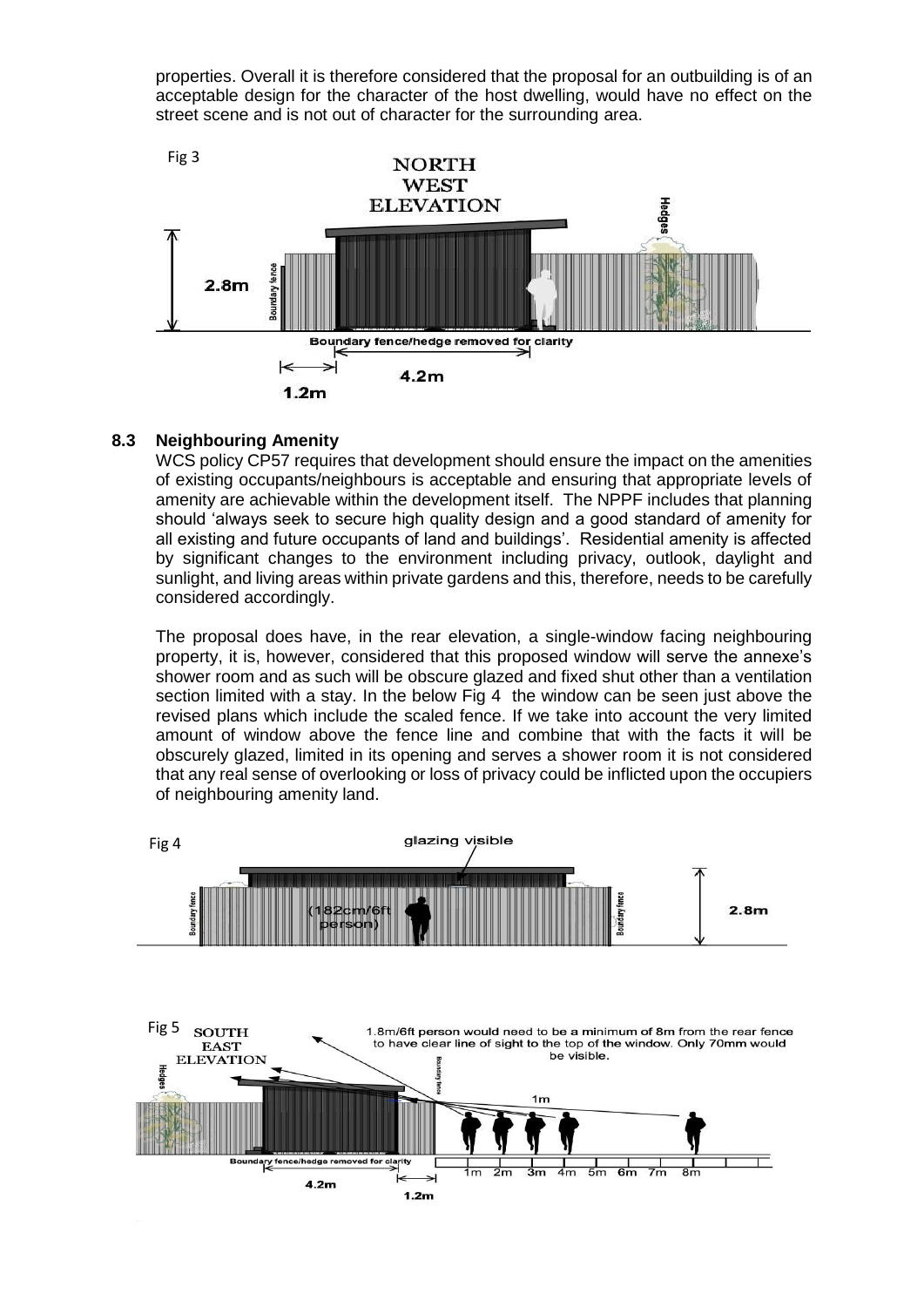properties. Overall it is therefore considered that the proposal for an outbuilding is of an acceptable design for the character of the host dwelling, would have no effect on the street scene and is not out of character for the surrounding area.

Fig 3

NORTH WEST ELEVATION

2.8m

Boundary fence/hedge removed for clarity

4.2m

1.2m

### 8.3 Neighbouring Amenity

WCS policy CP57 requires that development should ensure the impact on the amenities of existing occupants/neighbours is acceptable and ensuring that appropriate levels of amenity are achievable within the development itself. The NPPF includes that planning should 'always seek to secure high quality design and a good standard of amenity for all existing and future occupants of land and buildings'. Residential amenity is affected by significant changes to the environment including privacy, outlook, daylight and sunlight, and living areas within private gardens and this, therefore, needs to be carefully considered accordingly.

The proposal does have, in the rear elevation, a single-window facing neighbouring property, it is, however, considered that this proposed window will serve the annexe's shower room and as such will be obscure glazed and fixed shut other than a ventilation section limited with a stay. In the below Fig 4 the window can be seen just above the revised plans which include the scaled fence. If we take into account the very limited amount of window above the fence line and combine that with the facts it will be obscurely glazed, limited in its opening and serves a shower room it is not considered that any real sense of overlooking or loss of privacy could be inflicted upon the occupiers of neighbouring amenity land.

Fig 4

glazing visible

(182cm/6ft person)

2.8m

Fig 5

SOUTH EAST ELEVATION

1.8m/6ft person would need to be a minimum of 8m from the rear fence to have clear line of sight to the top of the window. Only 70mm would be visible.

Boundary fence/hedge removed for clarity

4.2m

1.2m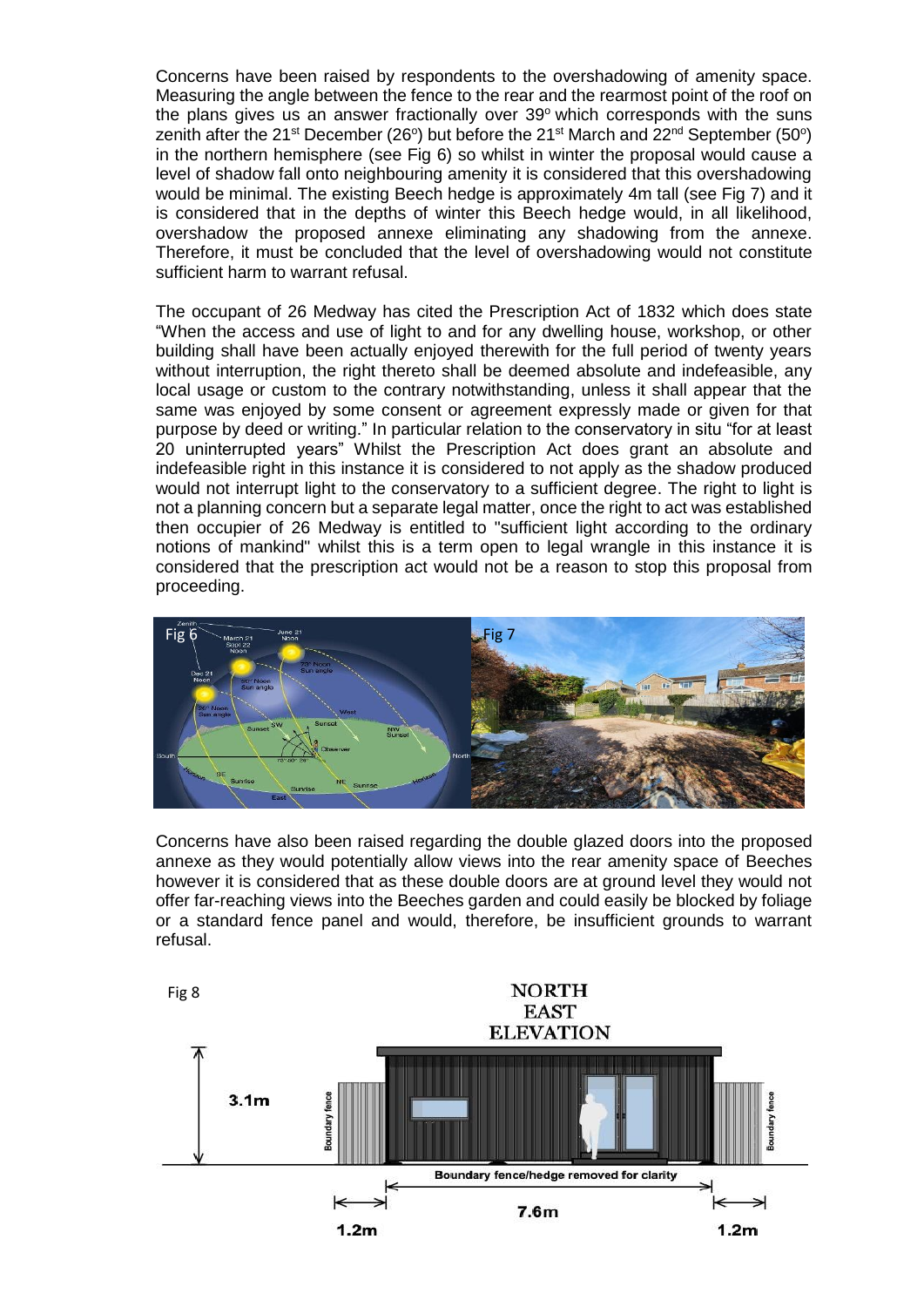Concerns have been raised by respondents to the overshadowing of amenity space. Measuring the angle between the fence to the rear and the rearmost point of the roof on the plans gives us an answer fractionally over 39º which corresponds with the suns zenith after the 21st December (26º) but before the 21st March and 22nd September (50º) in the northern hemisphere (see Fig 6) so whilst in winter the proposal would cause a level of shadow fall onto neighbouring amenity it is considered that this overshadowing would be minimal. The existing Beech hedge is approximately 4m tall (see Fig 7) and it is considered that in the depths of winter this Beech hedge would, in all likelihood, overshadow the proposed annexe eliminating any shadowing from the annexe. Therefore, it must be concluded that the level of overshadowing would not constitute sufficient harm to warrant refusal.

The occupant of 26 Medway has cited the Prescription Act of 1832 which does state "When the access and use of light to and for any dwelling house, workshop, or other building shall have been actually enjoyed therewith for the full period of twenty years without interruption, the right thereto shall be deemed absolute and indefeasible, any local usage or custom to the contrary notwithstanding, unless it shall appear that the same was enjoyed by some consent or agreement expressly made or given for that purpose by deed or writing." In particular relation to the conservatory in situ "for at least 20 uninterrupted years" Whilst the Prescription Act does grant an absolute and indefeasible right in this instance it is considered to not apply as the shadow produced would not interrupt light to the conservatory to a sufficient degree. The right to light is not a planning concern but a separate legal matter, once the right to act was established then occupier of 26 Medway is entitled to "sufficient light according to the ordinary notions of mankind" whilst this is a term open to legal wrangle in this instance it is considered that the prescription act would not be a reason to stop this proposal from proceeding.

Fig 6

Fig 7

Concerns have also been raised regarding the double glazed doors into the proposed annexe as they would potentially allow views into the rear amenity space of Beeches however it is considered that as these double doors are at ground level they would not offer far-reaching views into the Beeches garden and could easily be blocked by foliage or a standard fence panel and would, therefore, be insufficient grounds to warrant refusal.

Fig 8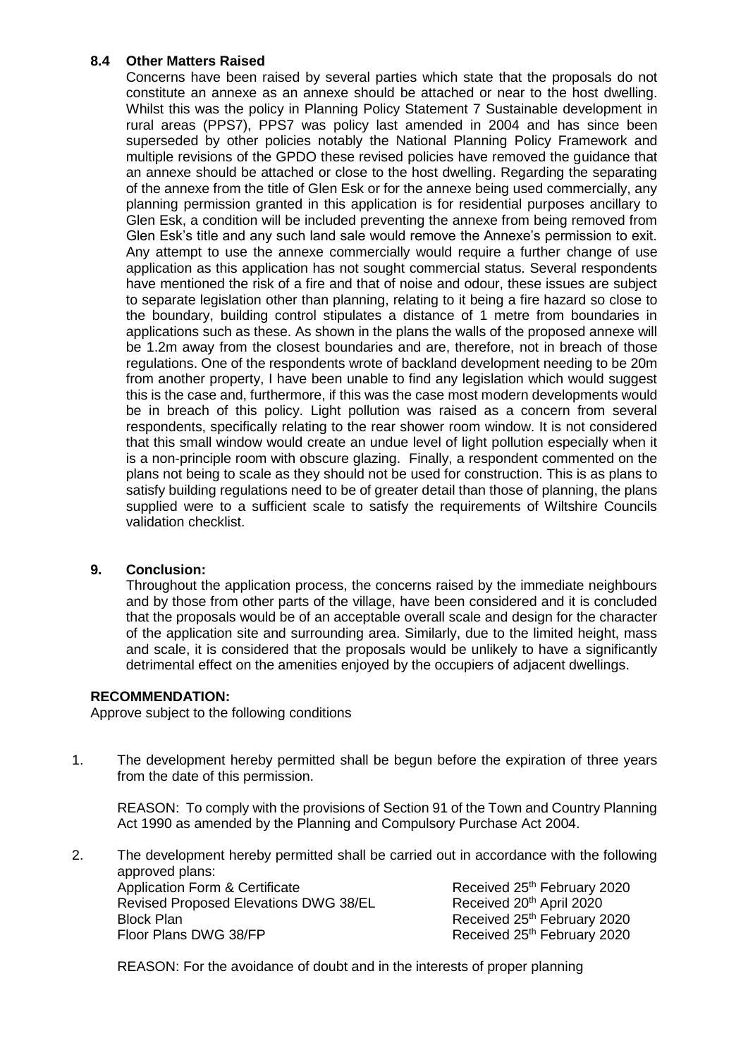### 8.4 Other Matters Raised

Concerns have been raised by several parties which state that the proposals do not constitute an annexe as an annexe should be attached or near to the host dwelling. Whilst this was the policy in Planning Policy Statement 7 Sustainable development in rural areas (PPS7), PPS7 was policy last amended in 2004 and has since been superseded by other policies notably the National Planning Policy Framework and multiple revisions of the GPDO these revised policies have removed the guidance that an annexe should be attached or close to the host dwelling. Regarding the separating of the annexe from the title of Glen Esk or for the annexe being used commercially, any planning permission granted in this application is for residential purposes ancillary to Glen Esk, a condition will be included preventing the annexe from being removed from Glen Esk's title and any such land sale would remove the Annexe's permission to exit. Any attempt to use the annexe commercially would require a further change of use application as this application has not sought commercial status. Several respondents have mentioned the risk of a fire and that of noise and odour, these issues are subject to separate legislation other than planning, relating to it being a fire hazard so close to the boundary, building control stipulates a distance of 1 metre from boundaries in applications such as these. As shown in the plans the walls of the proposed annexe will be 1.2m away from the closest boundaries and are, therefore, not in breach of those regulations. One of the respondents wrote of backland development needing to be 20m from another property, I have been unable to find any legislation which would suggest this is the case and, furthermore, if this was the case most modern developments would be in breach of this policy. Light pollution was raised as a concern from several respondents, specifically relating to the rear shower room window. It is not considered that this small window would create an undue level of light pollution especially when it is a non-principle room with obscure glazing. Finally, a respondent commented on the plans not being to scale as they should not be used for construction. This is as plans to satisfy building regulations need to be of greater detail than those of planning, the plans supplied were to a sufficient scale to satisfy the requirements of Wiltshire Councils validation checklist.

## 9. Conclusion:

Throughout the application process, the concerns raised by the immediate neighbours and by those from other parts of the village, have been considered and it is concluded that the proposals would be of an acceptable overall scale and design for the character of the application site and surrounding area. Similarly, due to the limited height, mass and scale, it is considered that the proposals would be unlikely to have a significantly detrimental effect on the amenities enjoyed by the occupiers of adjacent dwellings.

**RECOMMENDATION:**

Approve subject to the following conditions

1. The development hereby permitted shall be begun before the expiration of three years from the date of this permission.

   REASON: To comply with the provisions of Section 91 of the Town and Country Planning Act 1990 as amended by the Planning and Compulsory Purchase Act 2004.

2. The development hereby permitted shall be carried out in accordance with the following approved plans:

| | |
|---|---|
| Application Form & Certificate | Received 25th February 2020 |
| Revised Proposed Elevations DWG 38/EL | Received 20th April 2020 |
| Block Plan | Received 25th February 2020 |
| Floor Plans DWG 38/FP | Received 25th February 2020 |

   REASON: For the avoidance of doubt and in the interests of proper planning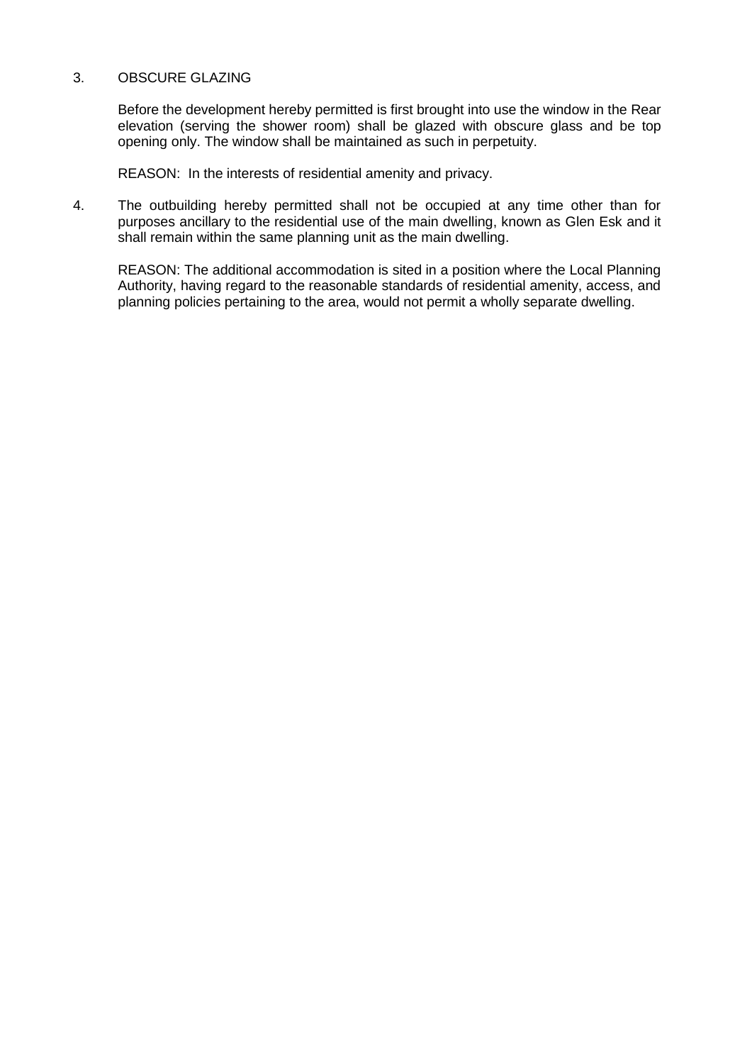3. OBSCURE GLAZING

   Before the development hereby permitted is first brought into use the window in the Rear elevation (serving the shower room) shall be glazed with obscure glass and be top opening only. The window shall be maintained as such in perpetuity.

   REASON: In the interests of residential amenity and privacy.

4. The outbuilding hereby permitted shall not be occupied at any time other than for purposes ancillary to the residential use of the main dwelling, known as Glen Esk and it shall remain within the same planning unit as the main dwelling.

   REASON: The additional accommodation is sited in a position where the Local Planning Authority, having regard to the reasonable standards of residential amenity, access, and planning policies pertaining to the area, would not permit a wholly separate dwelling.